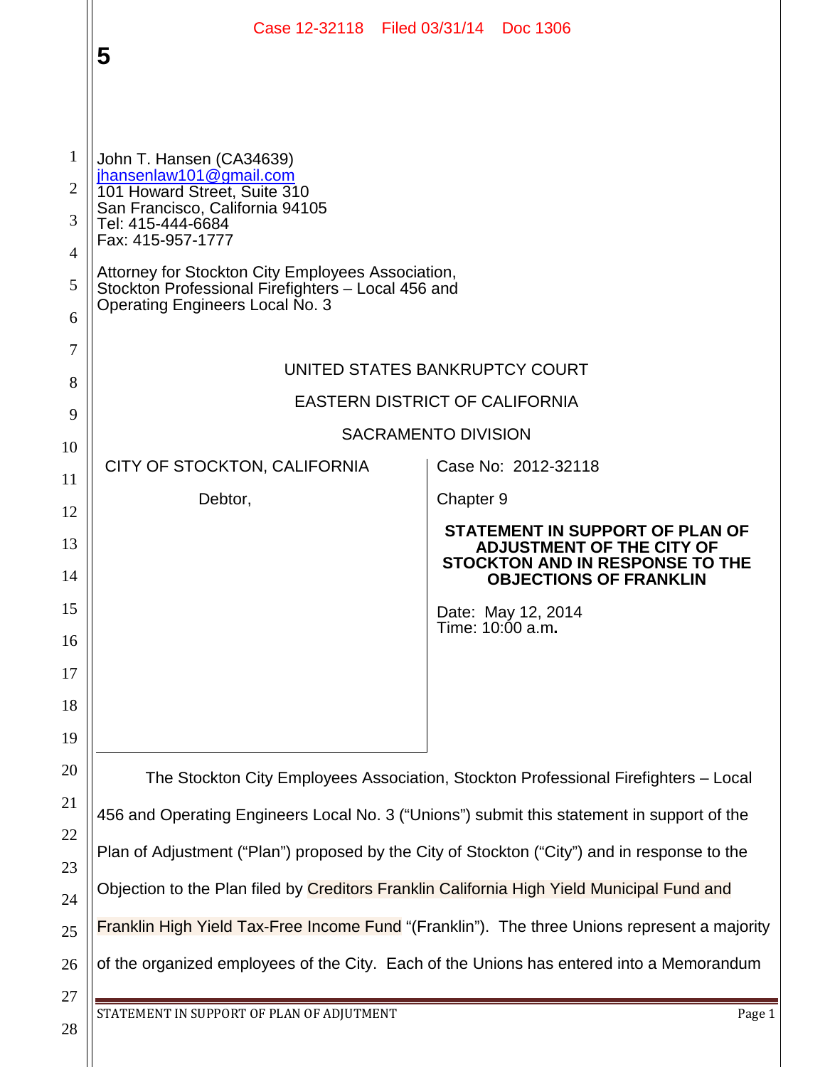John T. Hansen (CA34639)
jhansenlaw101@gmail.com
101 Howard Street, Suite 310
San Francisco, California 94105
Tel: 415-444-6684
Fax: 415-957-1777

Attorney for Stockton City Employees Association, Stockton Professional Firefighters – Local 456 and Operating Engineers Local No. 3

UNITED STATES BANKRUPTCY COURT

EASTERN DISTRICT OF CALIFORNIA

SACRAMENTO DIVISION

| | |
|---|---|
| CITY OF STOCKTON, CALIFORNIA<br><br>Debtor, | Case No: 2012-32118<br><br>Chapter 9<br><br>**STATEMENT IN SUPPORT OF PLAN OF ADJUSTMENT OF THE CITY OF STOCKTON AND IN RESPONSE TO THE OBJECTIONS OF FRANKLIN**<br><br>Date: May 12, 2014<br>Time: 10:00 a.m. |

The Stockton City Employees Association, Stockton Professional Firefighters – Local 456 and Operating Engineers Local No. 3 ("Unions") submit this statement in support of the Plan of Adjustment ("Plan") proposed by the City of Stockton ("City") and in response to the Objection to the Plan filed by Creditors Franklin California High Yield Municipal Fund and Franklin High Yield Tax-Free Income Fund "(Franklin"). The three Unions represent a majority of the organized employees of the City. Each of the Unions has entered into a Memorandum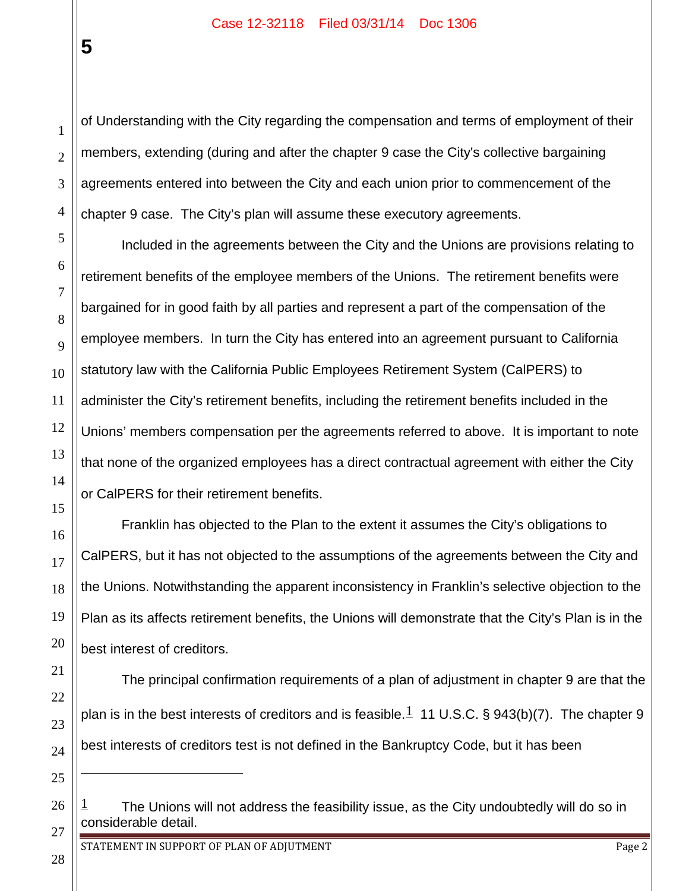of Understanding with the City regarding the compensation and terms of employment of their members, extending (during and after the chapter 9 case the City's collective bargaining agreements entered into between the City and each union prior to commencement of the chapter 9 case. The City's plan will assume these executory agreements.

Included in the agreements between the City and the Unions are provisions relating to retirement benefits of the employee members of the Unions. The retirement benefits were bargained for in good faith by all parties and represent a part of the compensation of the employee members. In turn the City has entered into an agreement pursuant to California statutory law with the California Public Employees Retirement System (CalPERS) to administer the City's retirement benefits, including the retirement benefits included in the Unions' members compensation per the agreements referred to above. It is important to note that none of the organized employees has a direct contractual agreement with either the City or CalPERS for their retirement benefits.

Franklin has objected to the Plan to the extent it assumes the City's obligations to CalPERS, but it has not objected to the assumptions of the agreements between the City and the Unions. Notwithstanding the apparent inconsistency in Franklin's selective objection to the Plan as its affects retirement benefits, the Unions will demonstrate that the City's Plan is in the best interest of creditors.

The principal confirmation requirements of a plan of adjustment in chapter 9 are that the plan is in the best interests of creditors and is feasible.[1] 11 U.S.C. § 943(b)(7). The chapter 9 best interests of creditors test is not defined in the Bankruptcy Code, but it has been

---

[1] The Unions will not address the feasibility issue, as the City undoubtedly will do so in considerable detail.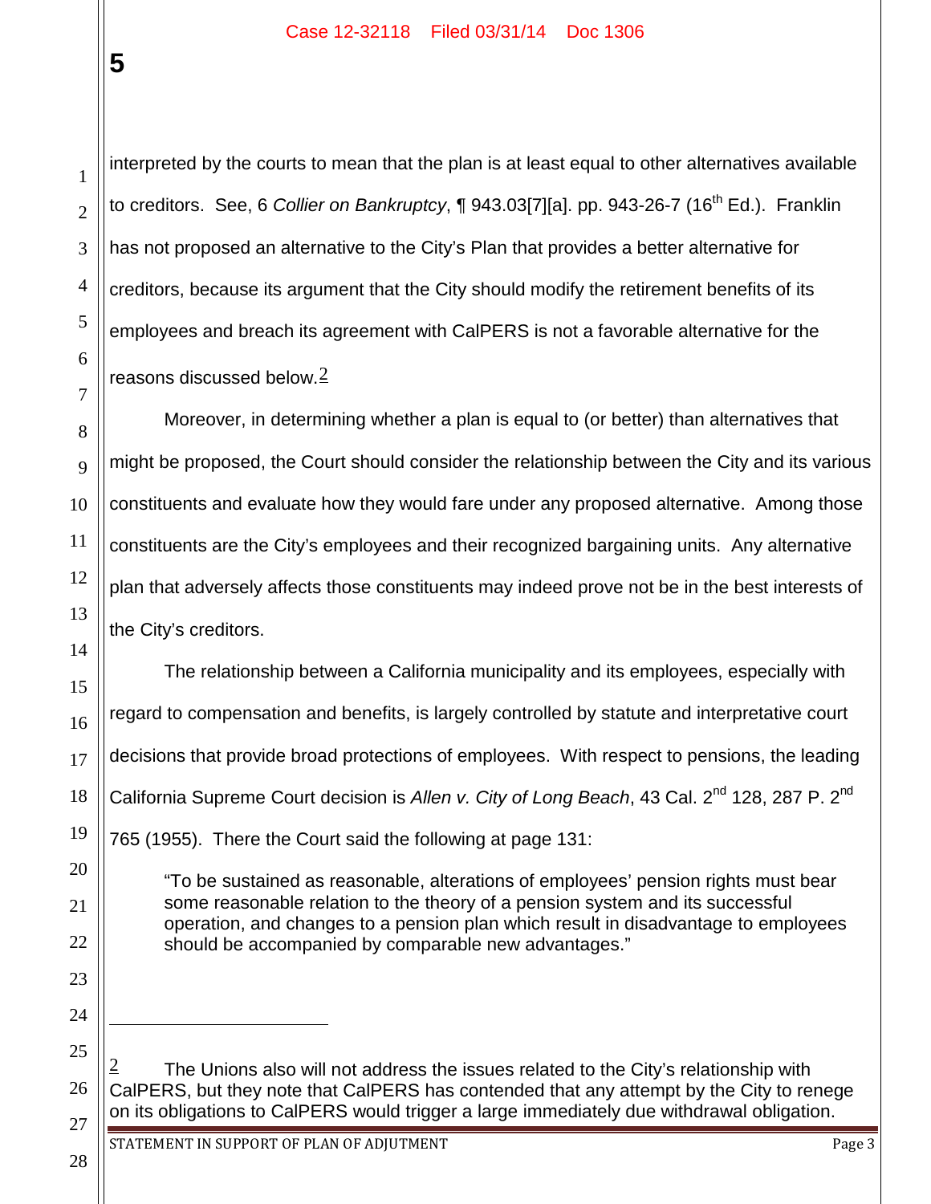interpreted by the courts to mean that the plan is at least equal to other alternatives available to creditors. See, 6 *Collier on Bankruptcy*, ¶ 943.03[7][a]. pp. 943-26-7 (16th Ed.). Franklin has not proposed an alternative to the City's Plan that provides a better alternative for creditors, because its argument that the City should modify the retirement benefits of its employees and breach its agreement with CalPERS is not a favorable alternative for the reasons discussed below.[2]

Moreover, in determining whether a plan is equal to (or better) than alternatives that might be proposed, the Court should consider the relationship between the City and its various constituents and evaluate how they would fare under any proposed alternative. Among those constituents are the City's employees and their recognized bargaining units. Any alternative plan that adversely affects those constituents may indeed prove not be in the best interests of the City's creditors.

The relationship between a California municipality and its employees, especially with regard to compensation and benefits, is largely controlled by statute and interpretative court decisions that provide broad protections of employees. With respect to pensions, the leading California Supreme Court decision is *Allen v. City of Long Beach*, 43 Cal. 2nd 128, 287 P. 2nd 765 (1955). There the Court said the following at page 131:

> "To be sustained as reasonable, alterations of employees' pension rights must bear some reasonable relation to the theory of a pension system and its successful operation, and changes to a pension plan which result in disadvantage to employees should be accompanied by comparable new advantages."

---

[2] The Unions also will not address the issues related to the City's relationship with CalPERS, but they note that CalPERS has contended that any attempt by the City to renege on its obligations to CalPERS would trigger a large immediately due withdrawal obligation.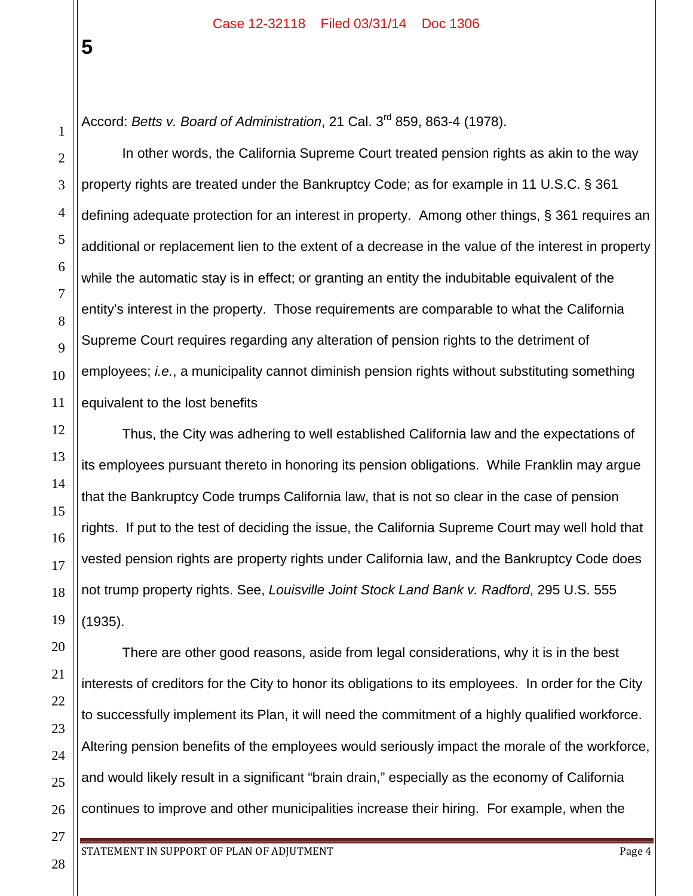Accord: *Betts v. Board of Administration*, 21 Cal. 3rd 859, 863-4 (1978).

In other words, the California Supreme Court treated pension rights as akin to the way property rights are treated under the Bankruptcy Code; as for example in 11 U.S.C. § 361 defining adequate protection for an interest in property. Among other things, § 361 requires an additional or replacement lien to the extent of a decrease in the value of the interest in property while the automatic stay is in effect; or granting an entity the indubitable equivalent of the entity's interest in the property. Those requirements are comparable to what the California Supreme Court requires regarding any alteration of pension rights to the detriment of employees; *i.e.*, a municipality cannot diminish pension rights without substituting something equivalent to the lost benefits

Thus, the City was adhering to well established California law and the expectations of its employees pursuant thereto in honoring its pension obligations. While Franklin may argue that the Bankruptcy Code trumps California law, that is not so clear in the case of pension rights. If put to the test of deciding the issue, the California Supreme Court may well hold that vested pension rights are property rights under California law, and the Bankruptcy Code does not trump property rights. See, *Louisville Joint Stock Land Bank v. Radford*, 295 U.S. 555 (1935).

There are other good reasons, aside from legal considerations, why it is in the best interests of creditors for the City to honor its obligations to its employees. In order for the City to successfully implement its Plan, it will need the commitment of a highly qualified workforce. Altering pension benefits of the employees would seriously impact the morale of the workforce, and would likely result in a significant "brain drain," especially as the economy of California continues to improve and other municipalities increase their hiring. For example, when the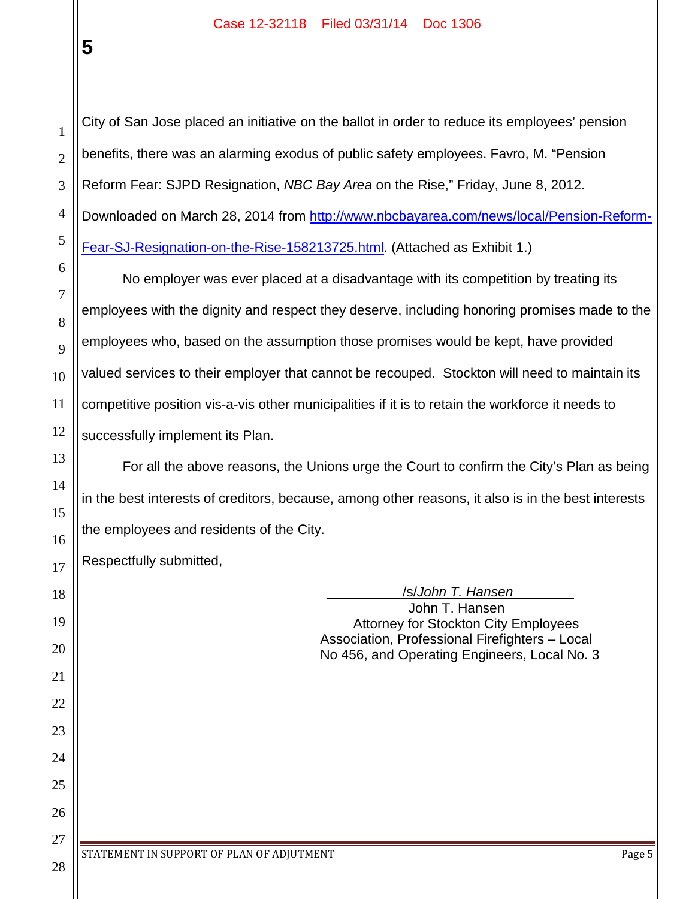City of San Jose placed an initiative on the ballot in order to reduce its employees' pension benefits, there was an alarming exodus of public safety employees. Favro, M. "Pension Reform Fear: SJPD Resignation, *NBC Bay Area* on the Rise," Friday, June 8, 2012. Downloaded on March 28, 2014 from [http://www.nbcbayarea.com/news/local/Pension-Reform-Fear-SJ-Resignation-on-the-Rise-158213725.html](http://www.nbcbayarea.com/news/local/Pension-Reform-Fear-SJ-Resignation-on-the-Rise-158213725.html). (Attached as Exhibit 1.)

No employer was ever placed at a disadvantage with its competition by treating its employees with the dignity and respect they deserve, including honoring promises made to the employees who, based on the assumption those promises would be kept, have provided valued services to their employer that cannot be recouped. Stockton will need to maintain its competitive position vis-a-vis other municipalities if it is to retain the workforce it needs to successfully implement its Plan.

For all the above reasons, the Unions urge the Court to confirm the City's Plan as being in the best interests of creditors, because, among other reasons, it also is in the best interests the employees and residents of the City.

Respectfully submitted,

/s/*John T. Hansen*
John T. Hansen
Attorney for Stockton City Employees Association, Professional Firefighters – Local No 456, and Operating Engineers, Local No. 3